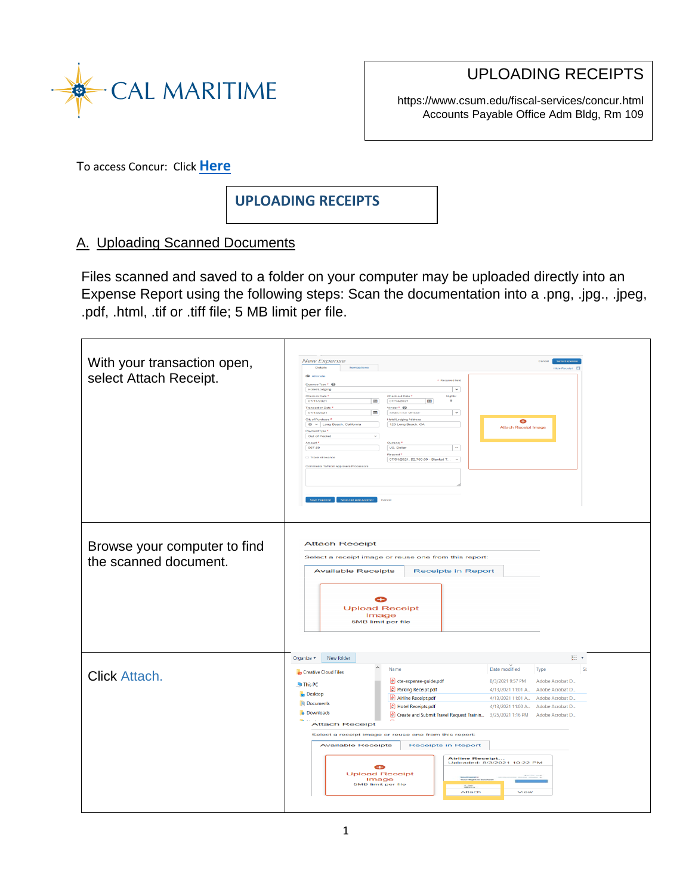# UPLOADING RECEIPTS

https://www.csum.edu/fiscal-services/concur.html
Accounts Payable Office Adm Bldg, Rm 109

To access Concur: Click **Here**

## UPLOADING RECEIPTS

### A. Uploading Scanned Documents

Files scanned and saved to a folder on your computer may be uploaded directly into an Expense Report using the following steps: Scan the documentation into a .png, .jpg., .jpeg, .pdf, .html, .tif or .tiff file; 5 MB limit per file.

| | |
|---|---|
| With your transaction open, select Attach Receipt. | |
| Browse your computer to find the scanned document. | |
| Click Attach. | |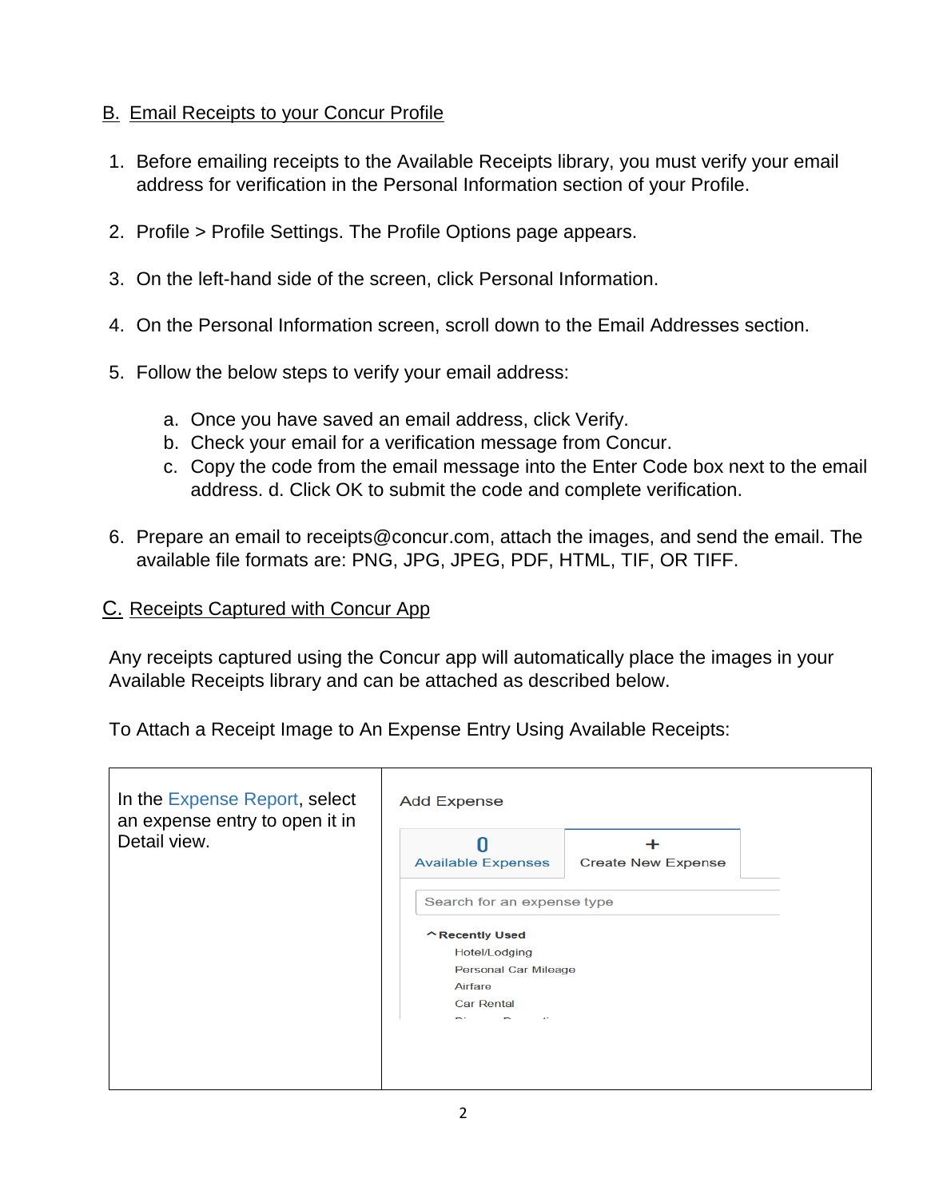## B. Email Receipts to your Concur Profile

1. Before emailing receipts to the Available Receipts library, you must verify your email address for verification in the Personal Information section of your Profile.

2. Profile > Profile Settings. The Profile Options page appears.

3. On the left-hand side of the screen, click Personal Information.

4. On the Personal Information screen, scroll down to the Email Addresses section.

5. Follow the below steps to verify your email address:

   a. Once you have saved an email address, click Verify.
   b. Check your email for a verification message from Concur.
   c. Copy the code from the email message into the Enter Code box next to the email address. d. Click OK to submit the code and complete verification.

6. Prepare an email to receipts@concur.com, attach the images, and send the email. The available file formats are: PNG, JPG, JPEG, PDF, HTML, TIF, OR TIFF.

## C. Receipts Captured with Concur App

Any receipts captured using the Concur app will automatically place the images in your Available Receipts library and can be attached as described below.

To Attach a Receipt Image to An Expense Entry Using Available Receipts:

| | |
|---|---|
| In the Expense Report, select an expense entry to open it in Detail view. | Add Expense<br>0 Available Expenses<br>+ Create New Expense<br>Search for an expense type<br>Recently Used<br>Hotel/Lodging<br>Personal Car Mileage<br>Airfare<br>Car Rental |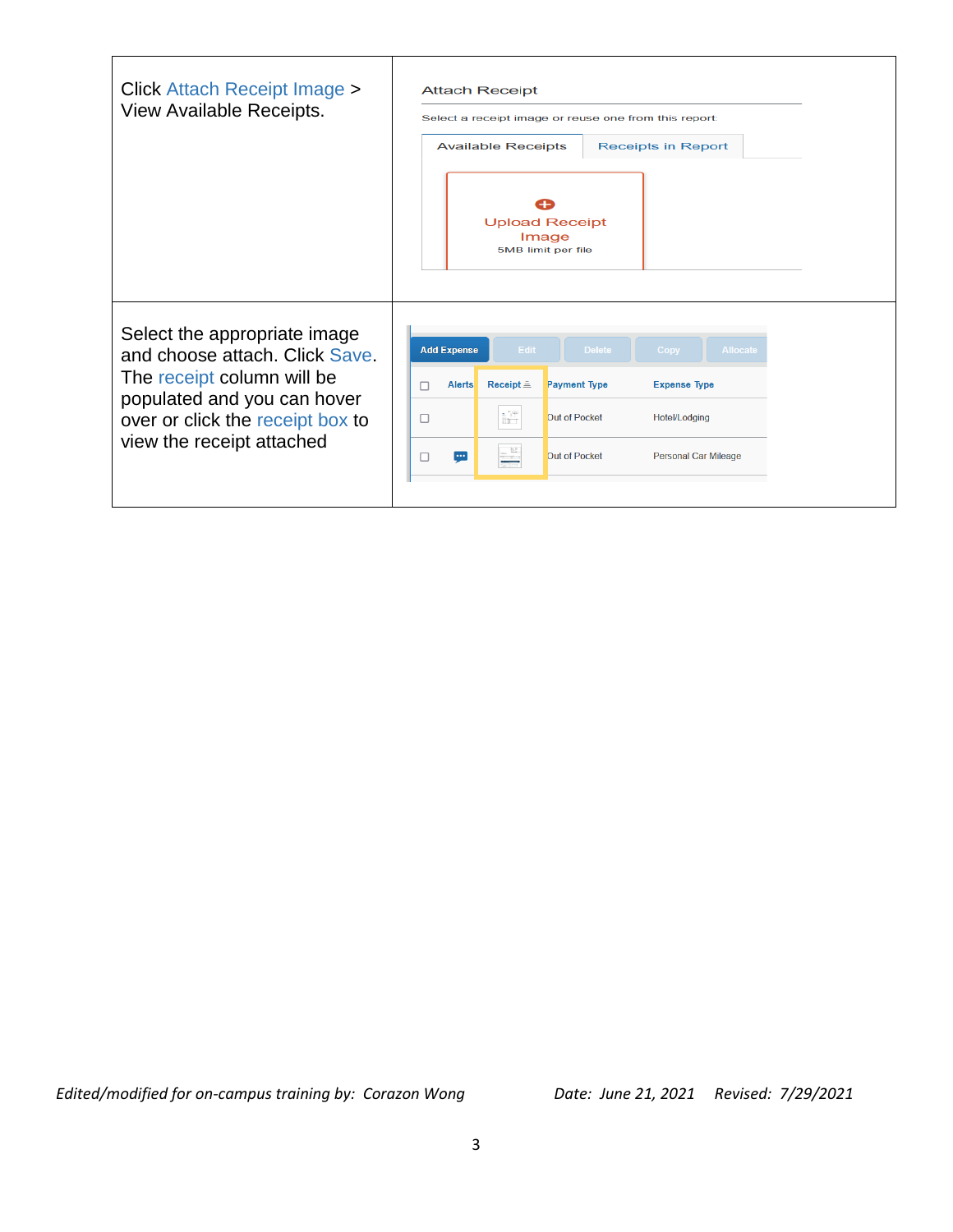| | |
|---|---|
| Click Attach Receipt Image > View Available Receipts. | Attach Receipt<br>Select a receipt image or reuse one from this report<br>Available Receipts / Receipts in Report<br>Upload Receipt Image<br>5MB limit per file |
| Select the appropriate image and choose attach. Click Save. The receipt column will be populated and you can hover over or click the receipt box to view the receipt attached | Add Expense / Edit / Delete / Copy / Allocate<br>Alerts / Receipt / Payment Type / Expense Type<br>Out of Pocket / Hotel/Lodging<br>Out of Pocket / Personal Car Mileage |

*Edited/modified for on-campus training by: Corazon Wong* *Date: June 21, 2021* *Revised: 7/29/2021*